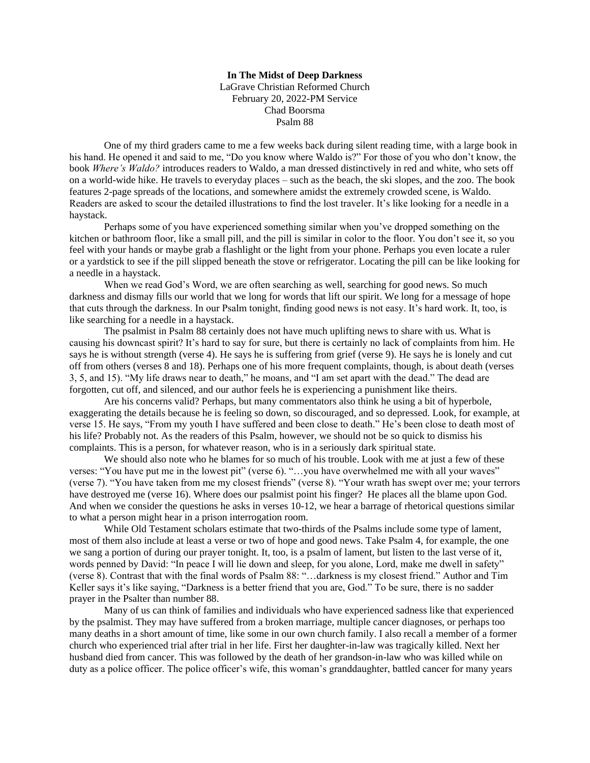**In The Midst of Deep Darkness**

LaGrave Christian Reformed Church
February 20, 2022-PM Service
Chad Boorsma
Psalm 88

One of my third graders came to me a few weeks back during silent reading time, with a large book in his hand. He opened it and said to me, "Do you know where Waldo is?" For those of you who don't know, the book *Where's Waldo?* introduces readers to Waldo, a man dressed distinctively in red and white, who sets off on a world-wide hike. He travels to everyday places – such as the beach, the ski slopes, and the zoo. The book features 2-page spreads of the locations, and somewhere amidst the extremely crowded scene, is Waldo. Readers are asked to scour the detailed illustrations to find the lost traveler. It's like looking for a needle in a haystack.

Perhaps some of you have experienced something similar when you've dropped something on the kitchen or bathroom floor, like a small pill, and the pill is similar in color to the floor. You don't see it, so you feel with your hands or maybe grab a flashlight or the light from your phone. Perhaps you even locate a ruler or a yardstick to see if the pill slipped beneath the stove or refrigerator. Locating the pill can be like looking for a needle in a haystack.

When we read God's Word, we are often searching as well, searching for good news. So much darkness and dismay fills our world that we long for words that lift our spirit. We long for a message of hope that cuts through the darkness. In our Psalm tonight, finding good news is not easy. It's hard work. It, too, is like searching for a needle in a haystack.

The psalmist in Psalm 88 certainly does not have much uplifting news to share with us. What is causing his downcast spirit? It's hard to say for sure, but there is certainly no lack of complaints from him. He says he is without strength (verse 4). He says he is suffering from grief (verse 9). He says he is lonely and cut off from others (verses 8 and 18). Perhaps one of his more frequent complaints, though, is about death (verses 3, 5, and 15). "My life draws near to death," he moans, and "I am set apart with the dead." The dead are forgotten, cut off, and silenced, and our author feels he is experiencing a punishment like theirs.

Are his concerns valid? Perhaps, but many commentators also think he using a bit of hyperbole, exaggerating the details because he is feeling so down, so discouraged, and so depressed. Look, for example, at verse 15. He says, "From my youth I have suffered and been close to death." He's been close to death most of his life? Probably not. As the readers of this Psalm, however, we should not be so quick to dismiss his complaints. This is a person, for whatever reason, who is in a seriously dark spiritual state.

We should also note who he blames for so much of his trouble. Look with me at just a few of these verses: "You have put me in the lowest pit" (verse 6). "…you have overwhelmed me with all your waves" (verse 7). "You have taken from me my closest friends" (verse 8). "Your wrath has swept over me; your terrors have destroyed me (verse 16). Where does our psalmist point his finger? He places all the blame upon God. And when we consider the questions he asks in verses 10-12, we hear a barrage of rhetorical questions similar to what a person might hear in a prison interrogation room.

While Old Testament scholars estimate that two-thirds of the Psalms include some type of lament, most of them also include at least a verse or two of hope and good news. Take Psalm 4, for example, the one we sang a portion of during our prayer tonight. It, too, is a psalm of lament, but listen to the last verse of it, words penned by David: "In peace I will lie down and sleep, for you alone, Lord, make me dwell in safety" (verse 8). Contrast that with the final words of Psalm 88: "…darkness is my closest friend." Author and Tim Keller says it's like saying, "Darkness is a better friend that you are, God." To be sure, there is no sadder prayer in the Psalter than number 88.

Many of us can think of families and individuals who have experienced sadness like that experienced by the psalmist. They may have suffered from a broken marriage, multiple cancer diagnoses, or perhaps too many deaths in a short amount of time, like some in our own church family. I also recall a member of a former church who experienced trial after trial in her life. First her daughter-in-law was tragically killed. Next her husband died from cancer. This was followed by the death of her grandson-in-law who was killed while on duty as a police officer. The police officer's wife, this woman's granddaughter, battled cancer for many years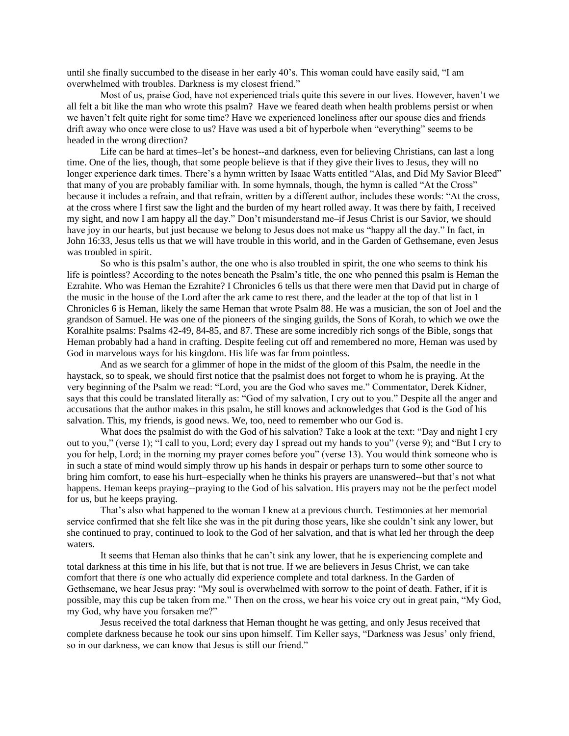until she finally succumbed to the disease in her early 40's. This woman could have easily said, "I am overwhelmed with troubles. Darkness is my closest friend."

Most of us, praise God, have not experienced trials quite this severe in our lives. However, haven't we all felt a bit like the man who wrote this psalm? Have we feared death when health problems persist or when we haven't felt quite right for some time? Have we experienced loneliness after our spouse dies and friends drift away who once were close to us? Have was used a bit of hyperbole when "everything" seems to be headed in the wrong direction?

Life can be hard at times–let's be honest--and darkness, even for believing Christians, can last a long time. One of the lies, though, that some people believe is that if they give their lives to Jesus, they will no longer experience dark times. There's a hymn written by Isaac Watts entitled "Alas, and Did My Savior Bleed" that many of you are probably familiar with. In some hymnals, though, the hymn is called "At the Cross" because it includes a refrain, and that refrain, written by a different author, includes these words: "At the cross, at the cross where I first saw the light and the burden of my heart rolled away. It was there by faith, I received my sight, and now I am happy all the day." Don't misunderstand me–if Jesus Christ is our Savior, we should have joy in our hearts, but just because we belong to Jesus does not make us "happy all the day." In fact, in John 16:33, Jesus tells us that we will have trouble in this world, and in the Garden of Gethsemane, even Jesus was troubled in spirit.

So who is this psalm's author, the one who is also troubled in spirit, the one who seems to think his life is pointless? According to the notes beneath the Psalm's title, the one who penned this psalm is Heman the Ezrahite. Who was Heman the Ezrahite? I Chronicles 6 tells us that there were men that David put in charge of the music in the house of the Lord after the ark came to rest there, and the leader at the top of that list in 1 Chronicles 6 is Heman, likely the same Heman that wrote Psalm 88. He was a musician, the son of Joel and the grandson of Samuel. He was one of the pioneers of the singing guilds, the Sons of Korah, to which we owe the Koralhite psalms: Psalms 42-49, 84-85, and 87. These are some incredibly rich songs of the Bible, songs that Heman probably had a hand in crafting. Despite feeling cut off and remembered no more, Heman was used by God in marvelous ways for his kingdom. His life was far from pointless.

And as we search for a glimmer of hope in the midst of the gloom of this Psalm, the needle in the haystack, so to speak, we should first notice that the psalmist does not forget to whom he is praying. At the very beginning of the Psalm we read: "Lord, you are the God who saves me." Commentator, Derek Kidner, says that this could be translated literally as: "God of my salvation, I cry out to you." Despite all the anger and accusations that the author makes in this psalm, he still knows and acknowledges that God is the God of his salvation. This, my friends, is good news. We, too, need to remember who our God is.

What does the psalmist do with the God of his salvation? Take a look at the text: "Day and night I cry out to you," (verse 1); "I call to you, Lord; every day I spread out my hands to you" (verse 9); and "But I cry to you for help, Lord; in the morning my prayer comes before you" (verse 13). You would think someone who is in such a state of mind would simply throw up his hands in despair or perhaps turn to some other source to bring him comfort, to ease his hurt–especially when he thinks his prayers are unanswered--but that's not what happens. Heman keeps praying--praying to the God of his salvation. His prayers may not be the perfect model for us, but he keeps praying.

That's also what happened to the woman I knew at a previous church. Testimonies at her memorial service confirmed that she felt like she was in the pit during those years, like she couldn't sink any lower, but she continued to pray, continued to look to the God of her salvation, and that is what led her through the deep waters.

It seems that Heman also thinks that he can't sink any lower, that he is experiencing complete and total darkness at this time in his life, but that is not true. If we are believers in Jesus Christ, we can take comfort that there *is* one who actually did experience complete and total darkness. In the Garden of Gethsemane, we hear Jesus pray: "My soul is overwhelmed with sorrow to the point of death. Father, if it is possible, may this cup be taken from me." Then on the cross, we hear his voice cry out in great pain, "My God, my God, why have you forsaken me?"

Jesus received the total darkness that Heman thought he was getting, and only Jesus received that complete darkness because he took our sins upon himself. Tim Keller says, "Darkness was Jesus' only friend, so in our darkness, we can know that Jesus is still our friend."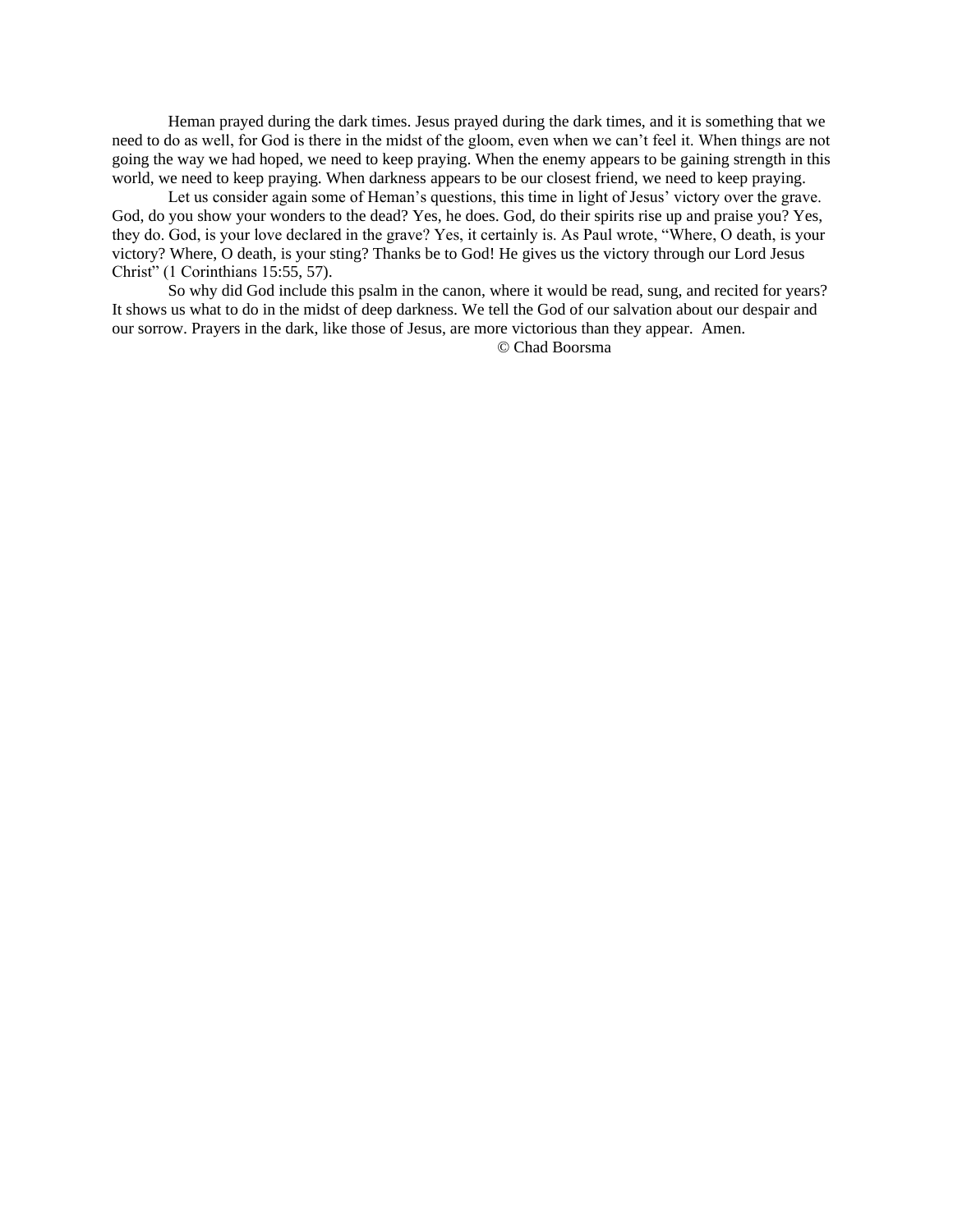Heman prayed during the dark times. Jesus prayed during the dark times, and it is something that we need to do as well, for God is there in the midst of the gloom, even when we can't feel it. When things are not going the way we had hoped, we need to keep praying. When the enemy appears to be gaining strength in this world, we need to keep praying. When darkness appears to be our closest friend, we need to keep praying.

Let us consider again some of Heman's questions, this time in light of Jesus' victory over the grave. God, do you show your wonders to the dead? Yes, he does. God, do their spirits rise up and praise you? Yes, they do. God, is your love declared in the grave? Yes, it certainly is. As Paul wrote, "Where, O death, is your victory? Where, O death, is your sting? Thanks be to God! He gives us the victory through our Lord Jesus Christ" (1 Corinthians 15:55, 57).

So why did God include this psalm in the canon, where it would be read, sung, and recited for years? It shows us what to do in the midst of deep darkness. We tell the God of our salvation about our despair and our sorrow. Prayers in the dark, like those of Jesus, are more victorious than they appear. Amen.

© Chad Boorsma